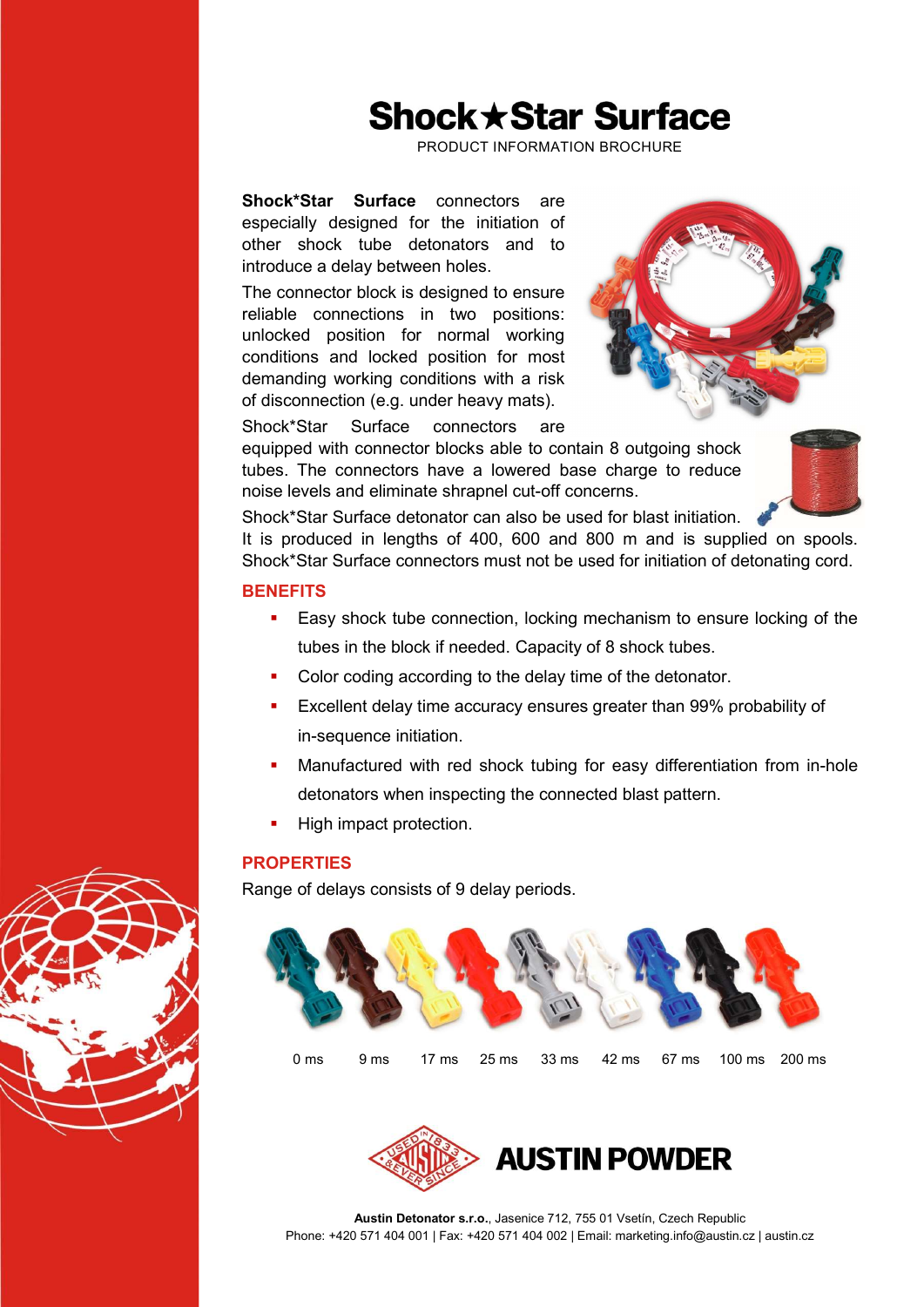# Shock★Star Surface

PRODUCT INFORMATION BROCHURE

**Shock*Star Surface** connectors are especially designed for the initiation of other shock tube detonators and to introduce a delay between holes.

The connector block is designed to ensure reliable connections in two positions: unlocked position for normal working conditions and locked position for most demanding working conditions with a risk of disconnection (e.g. under heavy mats).

Shock*Star Surface connectors are equipped with connector blocks able to contain 8 outgoing shock tubes. The connectors have a lowered base charge to reduce noise levels and eliminate shrapnel cut-off concerns.

Shock*Star Surface detonator can also be used for blast initiation.
It is produced in lengths of 400, 600 and 800 m and is supplied on spools.
Shock*Star Surface connectors must not be used for initiation of detonating cord.

## BENEFITS

- Easy shock tube connection, locking mechanism to ensure locking of the tubes in the block if needed. Capacity of 8 shock tubes.
- Color coding according to the delay time of the detonator.
- Excellent delay time accuracy ensures greater than 99% probability of in-sequence initiation.
- Manufactured with red shock tubing for easy differentiation from in-hole detonators when inspecting the connected blast pattern.
- High impact protection.

## PROPERTIES

Range of delays consists of 9 delay periods.

0 ms 9 ms 17 ms 25 ms 33 ms 42 ms 67 ms 100 ms 200 ms

AUSTIN POWDER

**Austin Detonator s.r.o.**, Jasenice 712, 755 01 Vsetín, Czech Republic
Phone: +420 571 404 001 | Fax: +420 571 404 002 | Email: marketing.info@austin.cz | austin.cz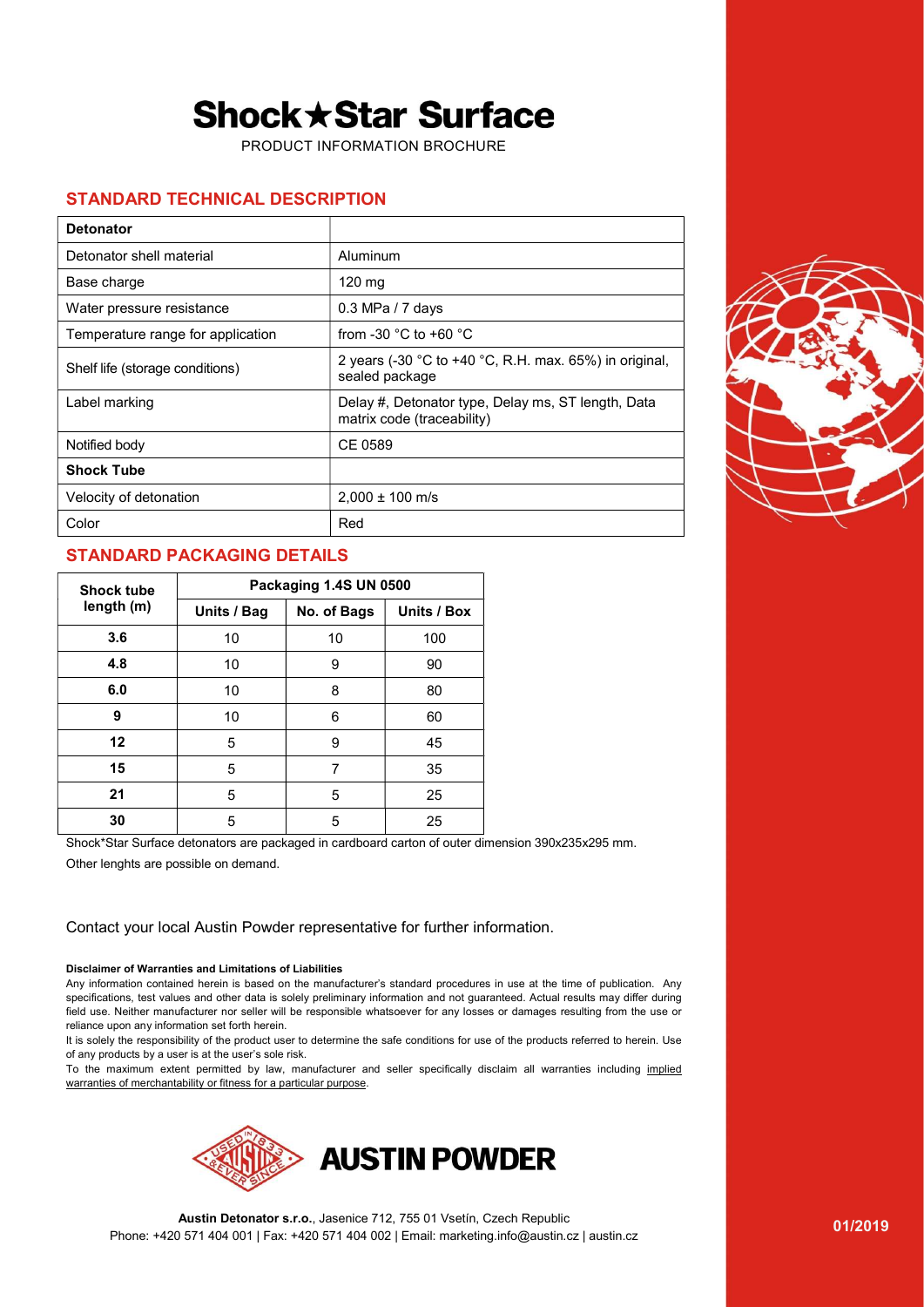# Shock★Star Surface

PRODUCT INFORMATION BROCHURE

## STANDARD TECHNICAL DESCRIPTION

| **Detonator** | |
|---|---|
| Detonator shell material | Aluminum |
| Base charge | 120 mg |
| Water pressure resistance | 0.3 MPa / 7 days |
| Temperature range for application | from -30 °C to +60 °C |
| Shelf life (storage conditions) | 2 years (-30 °C to +40 °C, R.H. max. 65%) in original, sealed package |
| Label marking | Delay #, Detonator type, Delay ms, ST length, Data matrix code (traceability) |
| Notified body | CE 0589 |
| **Shock Tube** | |
| Velocity of detonation | 2,000 ± 100 m/s |
| Color | Red |

## STANDARD PACKAGING DETAILS

| Shock tube length (m) | Packaging 1.4S UN 0500 | | |
|---|---|---|---|
| | Units / Bag | No. of Bags | Units / Box |
| **3.6** | 10 | 10 | 100 |
| **4.8** | 10 | 9 | 90 |
| **6.0** | 10 | 8 | 80 |
| **9** | 10 | 6 | 60 |
| **12** | 5 | 9 | 45 |
| **15** | 5 | 7 | 35 |
| **21** | 5 | 5 | 25 |
| **30** | 5 | 5 | 25 |

Shock*Star Surface detonators are packaged in cardboard carton of outer dimension 390x235x295 mm.

Other lenghts are possible on demand.

Contact your local Austin Powder representative for further information.

**Disclaimer of Warranties and Limitations of Liabilities**

Any information contained herein is based on the manufacturer's standard procedures in use at the time of publication. Any specifications, test values and other data is solely preliminary information and not guaranteed. Actual results may differ during field use. Neither manufacturer nor seller will be responsible whatsoever for any losses or damages resulting from the use or reliance upon any information set forth herein.

It is solely the responsibility of the product user to determine the safe conditions for use of the products referred to herein. Use of any products by a user is at the user's sole risk.

To the maximum extent permitted by law, manufacturer and seller specifically disclaim all warranties including implied warranties of merchantability or fitness for a particular purpose.

AUSTIN POWDER

**Austin Detonator s.r.o.**, Jasenice 712, 755 01 Vsetín, Czech Republic
Phone: +420 571 404 001 | Fax: +420 571 404 002 | Email: marketing.info@austin.cz | austin.cz

01/2019